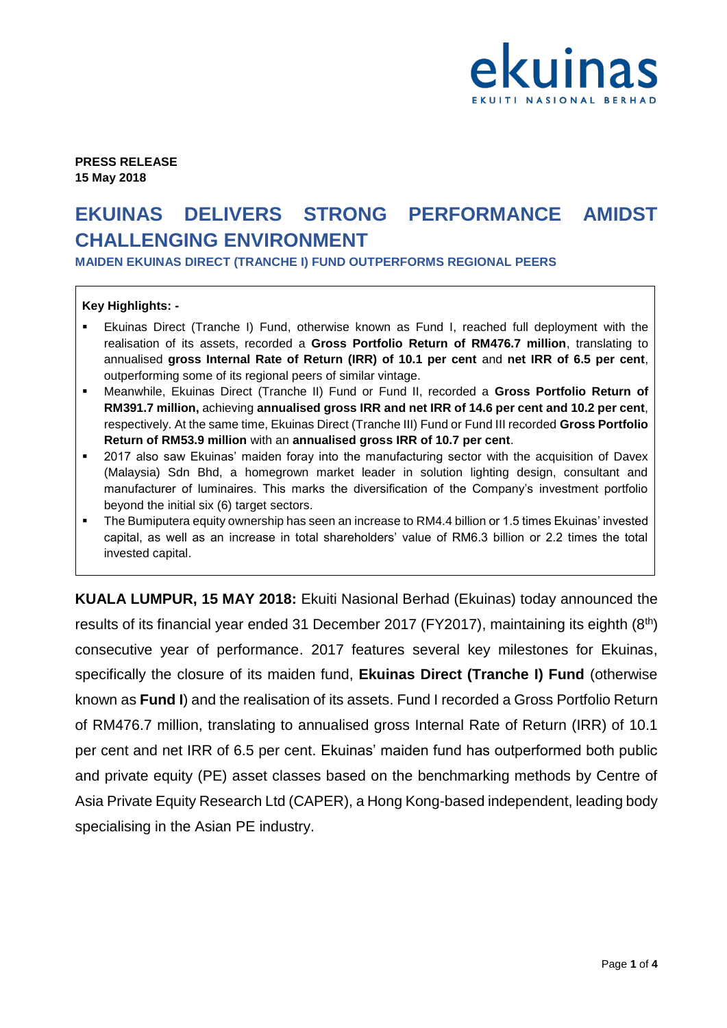ekuinas

EKUITI NASIONAL BERHAD

**PRESS RELEASE**
**15 May 2018**

# EKUINAS DELIVERS STRONG PERFORMANCE AMIDST CHALLENGING ENVIRONMENT

### MAIDEN EKUINAS DIRECT (TRANCHE I) FUND OUTPERFORMS REGIONAL PEERS

**Key Highlights: -**

- Ekuinas Direct (Tranche I) Fund, otherwise known as Fund I, reached full deployment with the realisation of its assets, recorded a **Gross Portfolio Return of RM476.7 million**, translating to annualised **gross Internal Rate of Return (IRR) of 10.1 per cent** and **net IRR of 6.5 per cent**, outperforming some of its regional peers of similar vintage.
- Meanwhile, Ekuinas Direct (Tranche II) Fund or Fund II, recorded a **Gross Portfolio Return of RM391.7 million,** achieving **annualised gross IRR and net IRR of 14.6 per cent and 10.2 per cent**, respectively. At the same time, Ekuinas Direct (Tranche III) Fund or Fund III recorded **Gross Portfolio Return of RM53.9 million** with an **annualised gross IRR of 10.7 per cent**.
- 2017 also saw Ekuinas' maiden foray into the manufacturing sector with the acquisition of Davex (Malaysia) Sdn Bhd, a homegrown market leader in solution lighting design, consultant and manufacturer of luminaires. This marks the diversification of the Company's investment portfolio beyond the initial six (6) target sectors.
- The Bumiputera equity ownership has seen an increase to RM4.4 billion or 1.5 times Ekuinas' invested capital, as well as an increase in total shareholders' value of RM6.3 billion or 2.2 times the total invested capital.

**KUALA LUMPUR, 15 MAY 2018:** Ekuiti Nasional Berhad (Ekuinas) today announced the results of its financial year ended 31 December 2017 (FY2017), maintaining its eighth (8th) consecutive year of performance. 2017 features several key milestones for Ekuinas, specifically the closure of its maiden fund, **Ekuinas Direct (Tranche I) Fund** (otherwise known as **Fund I**) and the realisation of its assets. Fund I recorded a Gross Portfolio Return of RM476.7 million, translating to annualised gross Internal Rate of Return (IRR) of 10.1 per cent and net IRR of 6.5 per cent. Ekuinas' maiden fund has outperformed both public and private equity (PE) asset classes based on the benchmarking methods by Centre of Asia Private Equity Research Ltd (CAPER), a Hong Kong-based independent, leading body specialising in the Asian PE industry.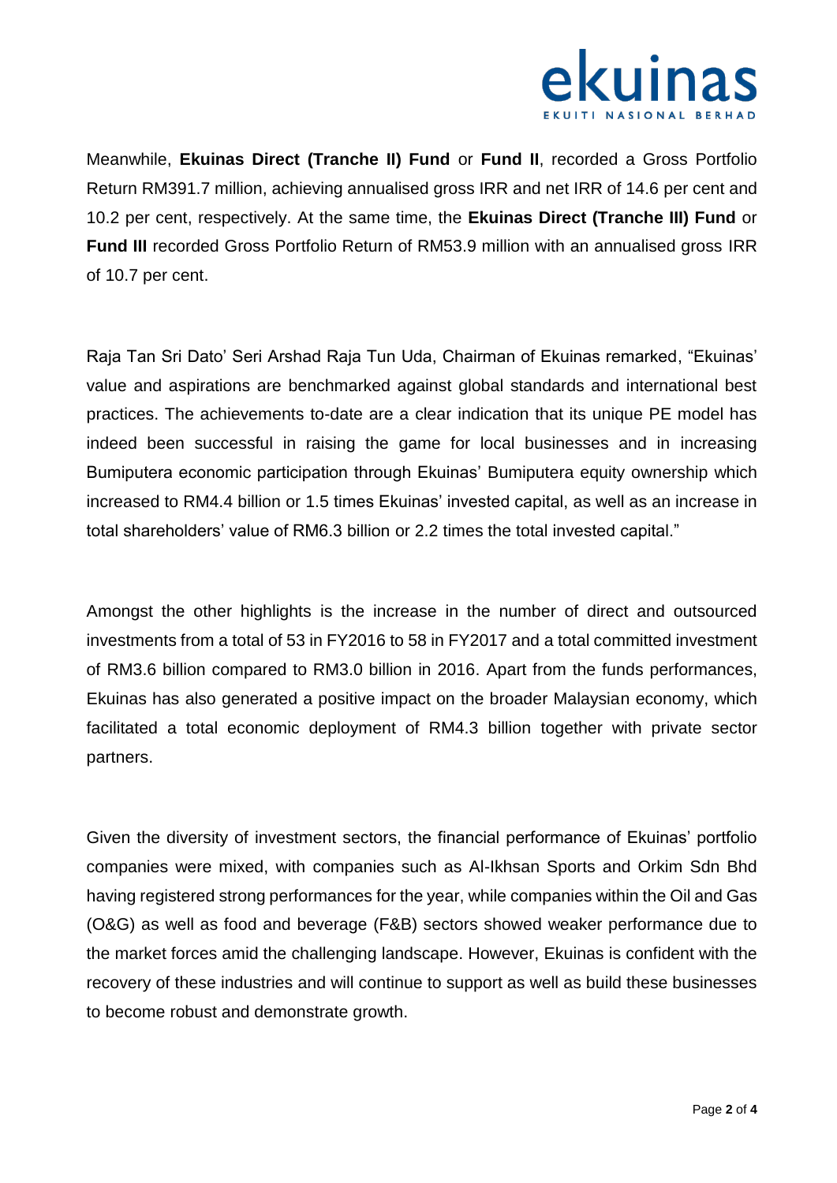Meanwhile, **Ekuinas Direct (Tranche II) Fund** or **Fund II**, recorded a Gross Portfolio Return RM391.7 million, achieving annualised gross IRR and net IRR of 14.6 per cent and 10.2 per cent, respectively. At the same time, the **Ekuinas Direct (Tranche III) Fund** or **Fund III** recorded Gross Portfolio Return of RM53.9 million with an annualised gross IRR of 10.7 per cent.

Raja Tan Sri Dato' Seri Arshad Raja Tun Uda, Chairman of Ekuinas remarked, "Ekuinas' value and aspirations are benchmarked against global standards and international best practices. The achievements to-date are a clear indication that its unique PE model has indeed been successful in raising the game for local businesses and in increasing Bumiputera economic participation through Ekuinas' Bumiputera equity ownership which increased to RM4.4 billion or 1.5 times Ekuinas' invested capital, as well as an increase in total shareholders' value of RM6.3 billion or 2.2 times the total invested capital."

Amongst the other highlights is the increase in the number of direct and outsourced investments from a total of 53 in FY2016 to 58 in FY2017 and a total committed investment of RM3.6 billion compared to RM3.0 billion in 2016. Apart from the funds performances, Ekuinas has also generated a positive impact on the broader Malaysian economy, which facilitated a total economic deployment of RM4.3 billion together with private sector partners.

Given the diversity of investment sectors, the financial performance of Ekuinas' portfolio companies were mixed, with companies such as Al-Ikhsan Sports and Orkim Sdn Bhd having registered strong performances for the year, while companies within the Oil and Gas (O&G) as well as food and beverage (F&B) sectors showed weaker performance due to the market forces amid the challenging landscape. However, Ekuinas is confident with the recovery of these industries and will continue to support as well as build these businesses to become robust and demonstrate growth.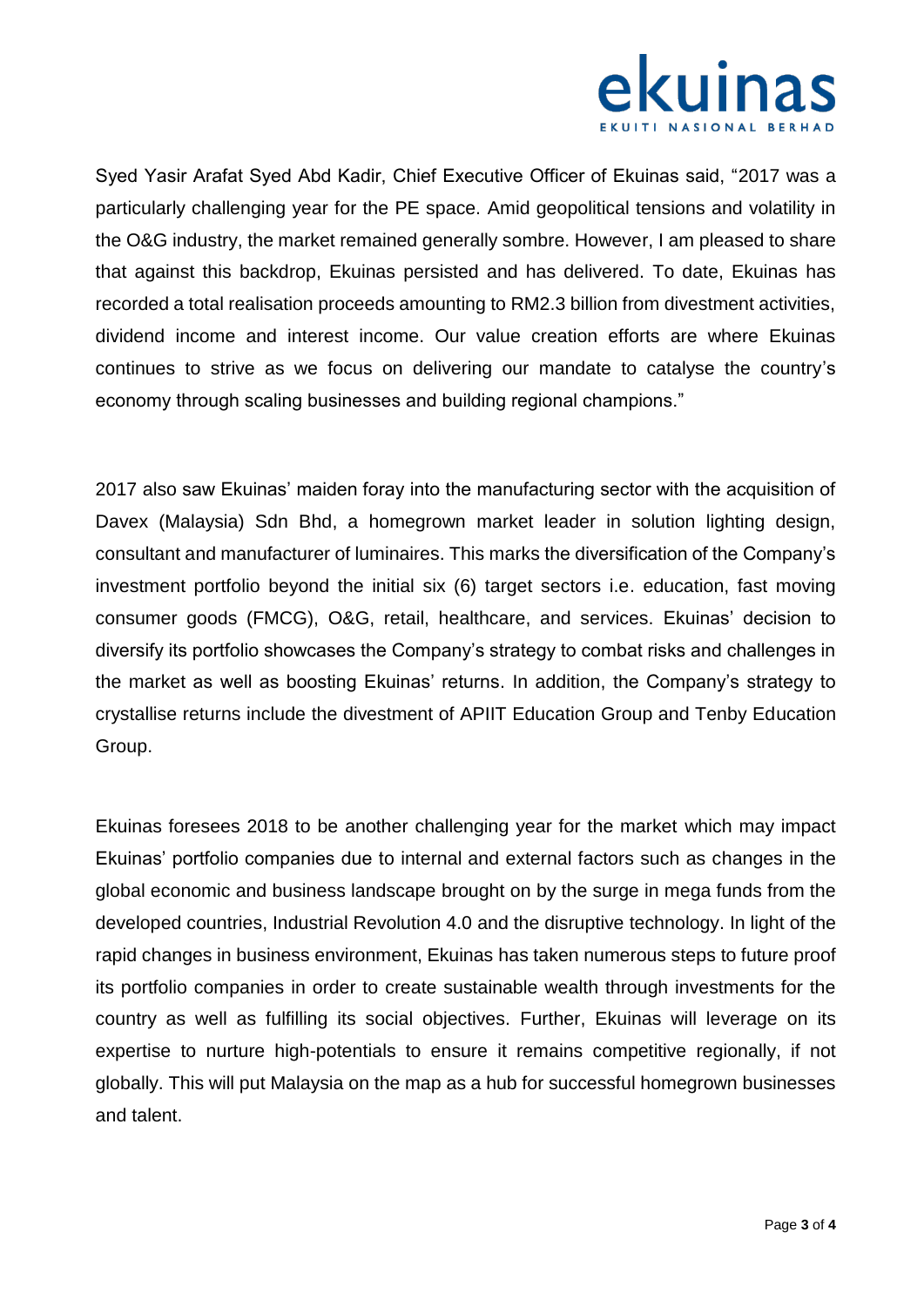Syed Yasir Arafat Syed Abd Kadir, Chief Executive Officer of Ekuinas said, "2017 was a particularly challenging year for the PE space. Amid geopolitical tensions and volatility in the O&G industry, the market remained generally sombre. However, I am pleased to share that against this backdrop, Ekuinas persisted and has delivered. To date, Ekuinas has recorded a total realisation proceeds amounting to RM2.3 billion from divestment activities, dividend income and interest income. Our value creation efforts are where Ekuinas continues to strive as we focus on delivering our mandate to catalyse the country's economy through scaling businesses and building regional champions."

2017 also saw Ekuinas' maiden foray into the manufacturing sector with the acquisition of Davex (Malaysia) Sdn Bhd, a homegrown market leader in solution lighting design, consultant and manufacturer of luminaires. This marks the diversification of the Company's investment portfolio beyond the initial six (6) target sectors i.e. education, fast moving consumer goods (FMCG), O&G, retail, healthcare, and services. Ekuinas' decision to diversify its portfolio showcases the Company's strategy to combat risks and challenges in the market as well as boosting Ekuinas' returns. In addition, the Company's strategy to crystallise returns include the divestment of APIIT Education Group and Tenby Education Group.

Ekuinas foresees 2018 to be another challenging year for the market which may impact Ekuinas' portfolio companies due to internal and external factors such as changes in the global economic and business landscape brought on by the surge in mega funds from the developed countries, Industrial Revolution 4.0 and the disruptive technology. In light of the rapid changes in business environment, Ekuinas has taken numerous steps to future proof its portfolio companies in order to create sustainable wealth through investments for the country as well as fulfilling its social objectives. Further, Ekuinas will leverage on its expertise to nurture high-potentials to ensure it remains competitive regionally, if not globally. This will put Malaysia on the map as a hub for successful homegrown businesses and talent.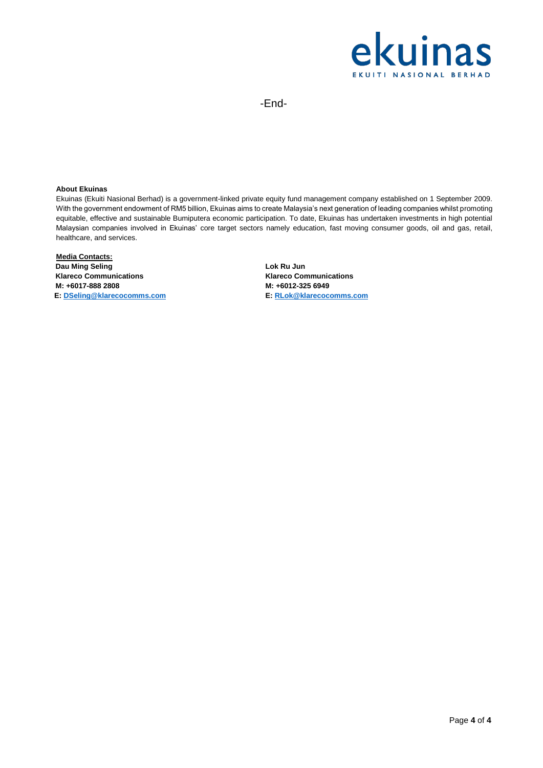-End-

**About Ekuinas**

Ekuinas (Ekuiti Nasional Berhad) is a government-linked private equity fund management company established on 1 September 2009. With the government endowment of RM5 billion, Ekuinas aims to create Malaysia's next generation of leading companies whilst promoting equitable, effective and sustainable Bumiputera economic participation. To date, Ekuinas has undertaken investments in high potential Malaysian companies involved in Ekuinas' core target sectors namely education, fast moving consumer goods, oil and gas, retail, healthcare, and services.

**Media Contacts:**

**Dau Ming Seling**
**Klareco Communications**
**M: +6017-888 2808**
**E: DSeling@klarecocomms.com**

**Lok Ru Jun**
**Klareco Communications**
**M: +6012-325 6949**
**E: RLok@klarecocomms.com**